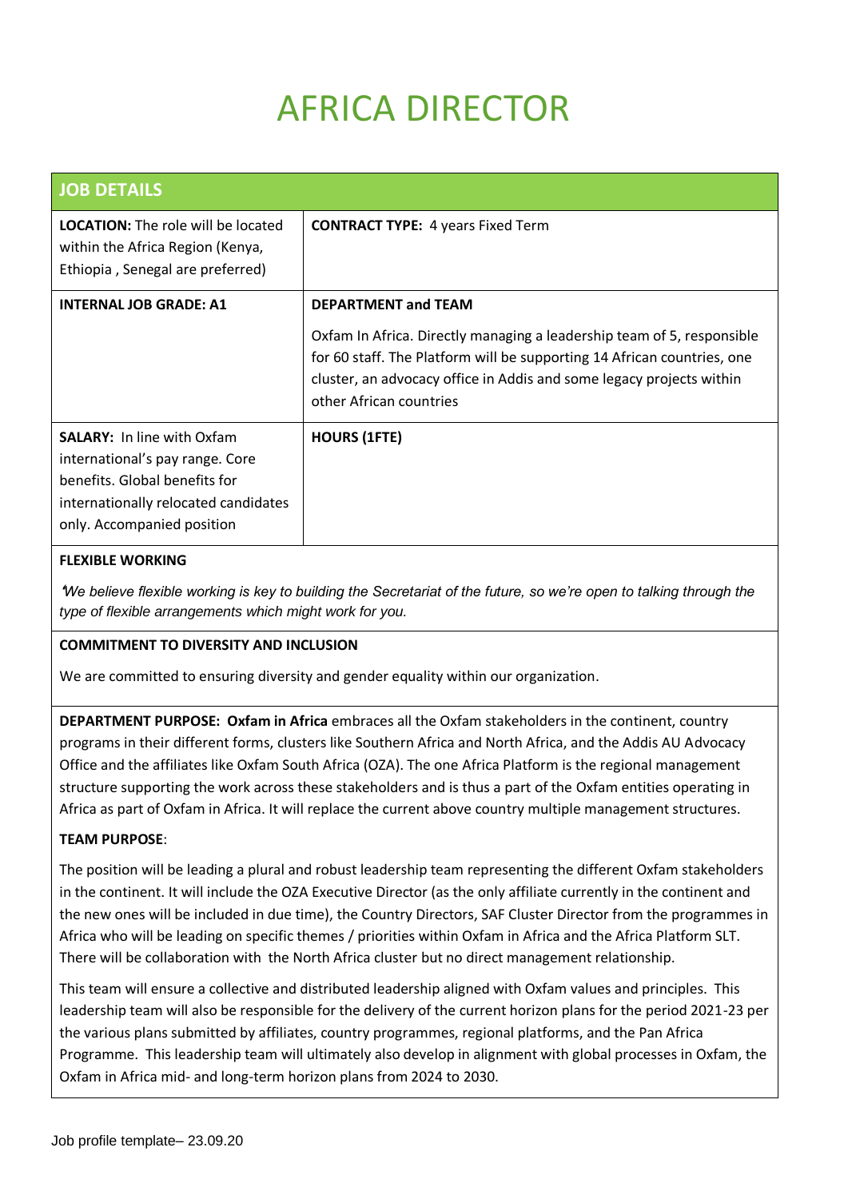# AFRICA DIRECTOR

| JOB DETAILS | |
|---|---|
| **LOCATION:** The role will be located within the Africa Region (Kenya, Ethiopia , Senegal are preferred) | **CONTRACT TYPE:** 4 years Fixed Term |
| **INTERNAL JOB GRADE: A1** | **DEPARTMENT and TEAM**<br><br>Oxfam In Africa. Directly managing a leadership team of 5, responsible for 60 staff. The Platform will be supporting 14 African countries, one cluster, an advocacy office in Addis and some legacy projects within other African countries |
| **SALARY:** In line with Oxfam international's pay range. Core benefits. Global benefits for internationally relocated candidates only. Accompanied position | **HOURS (1FTE)** |

**FLEXIBLE WORKING**

*'We believe flexible working is key to building the Secretariat of the future, so we're open to talking through the type of flexible arrangements which might work for you.*

**COMMITMENT TO DIVERSITY AND INCLUSION**

We are committed to ensuring diversity and gender equality within our organization.

**DEPARTMENT PURPOSE: Oxfam in Africa** embraces all the Oxfam stakeholders in the continent, country programs in their different forms, clusters like Southern Africa and North Africa, and the Addis AU Advocacy Office and the affiliates like Oxfam South Africa (OZA). The one Africa Platform is the regional management structure supporting the work across these stakeholders and is thus a part of the Oxfam entities operating in Africa as part of Oxfam in Africa. It will replace the current above country multiple management structures.

**TEAM PURPOSE**:

The position will be leading a plural and robust leadership team representing the different Oxfam stakeholders in the continent. It will include the OZA Executive Director (as the only affiliate currently in the continent and the new ones will be included in due time), the Country Directors, SAF Cluster Director from the programmes in Africa who will be leading on specific themes / priorities within Oxfam in Africa and the Africa Platform SLT. There will be collaboration with the North Africa cluster but no direct management relationship.

This team will ensure a collective and distributed leadership aligned with Oxfam values and principles. This leadership team will also be responsible for the delivery of the current horizon plans for the period 2021-23 per the various plans submitted by affiliates, country programmes, regional platforms, and the Pan Africa Programme. This leadership team will ultimately also develop in alignment with global processes in Oxfam, the Oxfam in Africa mid- and long-term horizon plans from 2024 to 2030.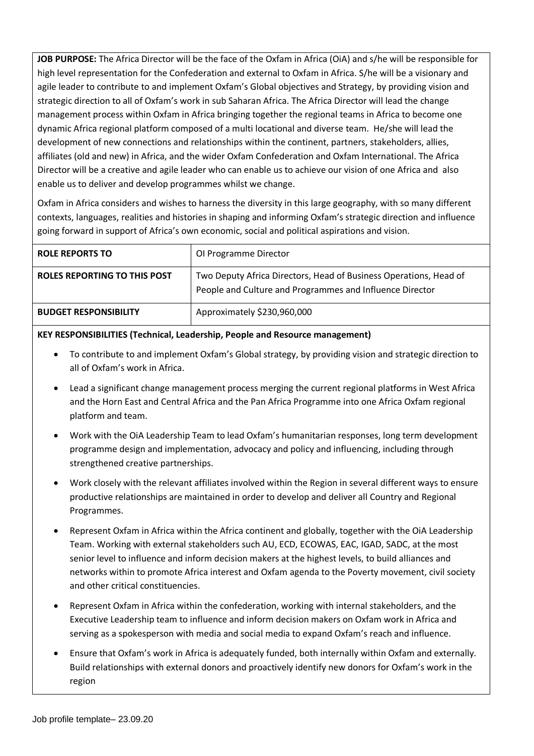**JOB PURPOSE:** The Africa Director will be the face of the Oxfam in Africa (OiA) and s/he will be responsible for high level representation for the Confederation and external to Oxfam in Africa. S/he will be a visionary and agile leader to contribute to and implement Oxfam's Global objectives and Strategy, by providing vision and strategic direction to all of Oxfam's work in sub Saharan Africa. The Africa Director will lead the change management process within Oxfam in Africa bringing together the regional teams in Africa to become one dynamic Africa regional platform composed of a multi locational and diverse team. He/she will lead the development of new connections and relationships within the continent, partners, stakeholders, allies, affiliates (old and new) in Africa, and the wider Oxfam Confederation and Oxfam International. The Africa Director will be a creative and agile leader who can enable us to achieve our vision of one Africa and also enable us to deliver and develop programmes whilst we change.

Oxfam in Africa considers and wishes to harness the diversity in this large geography, with so many different contexts, languages, realities and histories in shaping and informing Oxfam's strategic direction and influence going forward in support of Africa's own economic, social and political aspirations and vision.

| | |
|---|---|
| **ROLE REPORTS TO** | OI Programme Director |
| **ROLES REPORTING TO THIS POST** | Two Deputy Africa Directors, Head of Business Operations, Head of People and Culture and Programmes and Influence Director |
| **BUDGET RESPONSIBILITY** | Approximately $230,960,000 |

**KEY RESPONSIBILITIES (Technical, Leadership, People and Resource management)**

- To contribute to and implement Oxfam's Global strategy, by providing vision and strategic direction to all of Oxfam's work in Africa.
- Lead a significant change management process merging the current regional platforms in West Africa and the Horn East and Central Africa and the Pan Africa Programme into one Africa Oxfam regional platform and team.
- Work with the OiA Leadership Team to lead Oxfam's humanitarian responses, long term development programme design and implementation, advocacy and policy and influencing, including through strengthened creative partnerships.
- Work closely with the relevant affiliates involved within the Region in several different ways to ensure productive relationships are maintained in order to develop and deliver all Country and Regional Programmes.
- Represent Oxfam in Africa within the Africa continent and globally, together with the OiA Leadership Team. Working with external stakeholders such AU, ECD, ECOWAS, EAC, IGAD, SADC, at the most senior level to influence and inform decision makers at the highest levels, to build alliances and networks within to promote Africa interest and Oxfam agenda to the Poverty movement, civil society and other critical constituencies.
- Represent Oxfam in Africa within the confederation, working with internal stakeholders, and the Executive Leadership team to influence and inform decision makers on Oxfam work in Africa and serving as a spokesperson with media and social media to expand Oxfam's reach and influence.
- Ensure that Oxfam's work in Africa is adequately funded, both internally within Oxfam and externally. Build relationships with external donors and proactively identify new donors for Oxfam's work in the region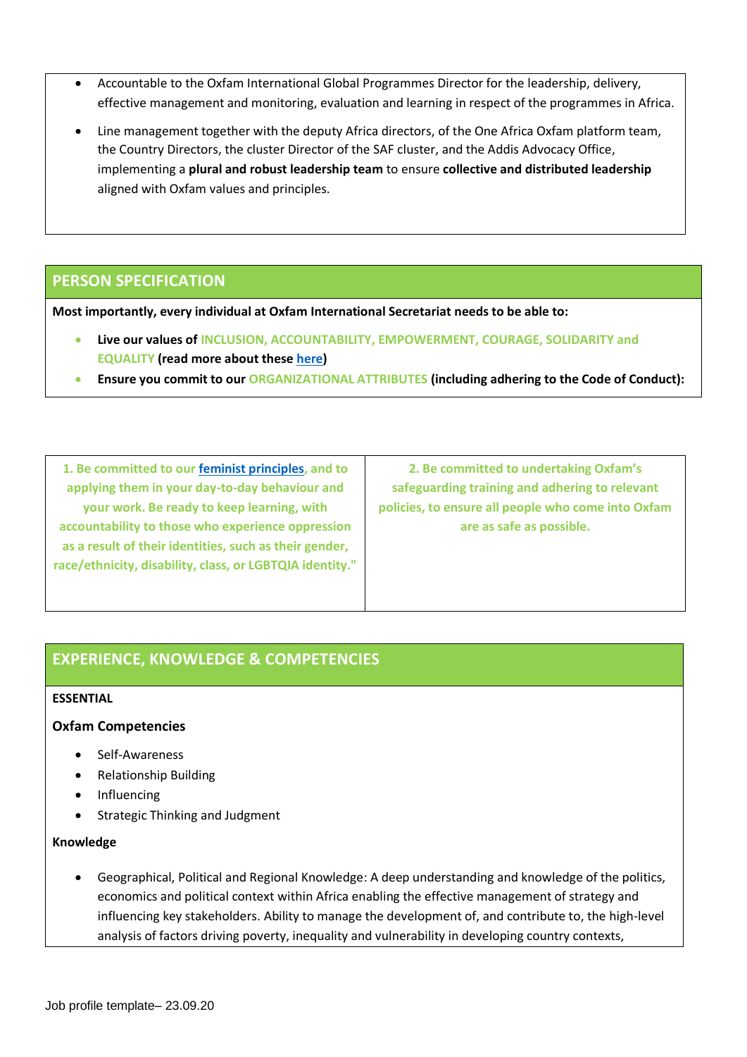- Accountable to the Oxfam International Global Programmes Director for the leadership, delivery, effective management and monitoring, evaluation and learning in respect of the programmes in Africa.
- Line management together with the deputy Africa directors, of the One Africa Oxfam platform team, the Country Directors, the cluster Director of the SAF cluster, and the Addis Advocacy Office, implementing a **plural and robust leadership team** to ensure **collective and distributed leadership** aligned with Oxfam values and principles.

## PERSON SPECIFICATION

**Most importantly, every individual at Oxfam International Secretariat needs to be able to:**

- **Live our values of INCLUSION, ACCOUNTABILITY, EMPOWERMENT, COURAGE, SOLIDARITY and EQUALITY (read more about these [here](#))**
- **Ensure you commit to our ORGANIZATIONAL ATTRIBUTES (including adhering to the Code of Conduct):**

| **1. Be committed to our [feminist principles](#), and to applying them in your day-to-day behaviour and your work. Be ready to keep learning, with accountability to those who experience oppression as a result of their identities, such as their gender, race/ethnicity, disability, class, or LGBTQIA identity."** | **2. Be committed to undertaking Oxfam's safeguarding training and adhering to relevant policies, to ensure all people who come into Oxfam are as safe as possible.** |
|---|---|

## EXPERIENCE, KNOWLEDGE & COMPETENCIES

**ESSENTIAL**

**Oxfam Competencies**

- Self-Awareness
- Relationship Building
- Influencing
- Strategic Thinking and Judgment

**Knowledge**

- Geographical, Political and Regional Knowledge: A deep understanding and knowledge of the politics, economics and political context within Africa enabling the effective management of strategy and influencing key stakeholders. Ability to manage the development of, and contribute to, the high-level analysis of factors driving poverty, inequality and vulnerability in developing country contexts,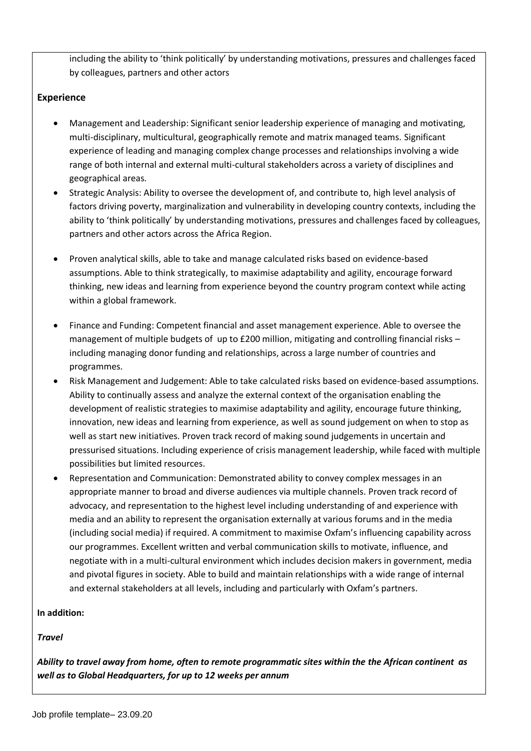including the ability to 'think politically' by understanding motivations, pressures and challenges faced by colleagues, partners and other actors

**Experience**

- Management and Leadership: Significant senior leadership experience of managing and motivating, multi-disciplinary, multicultural, geographically remote and matrix managed teams. Significant experience of leading and managing complex change processes and relationships involving a wide range of both internal and external multi-cultural stakeholders across a variety of disciplines and geographical areas.
- Strategic Analysis: Ability to oversee the development of, and contribute to, high level analysis of factors driving poverty, marginalization and vulnerability in developing country contexts, including the ability to 'think politically' by understanding motivations, pressures and challenges faced by colleagues, partners and other actors across the Africa Region.
- Proven analytical skills, able to take and manage calculated risks based on evidence-based assumptions. Able to think strategically, to maximise adaptability and agility, encourage forward thinking, new ideas and learning from experience beyond the country program context while acting within a global framework.
- Finance and Funding: Competent financial and asset management experience. Able to oversee the management of multiple budgets of up to £200 million, mitigating and controlling financial risks – including managing donor funding and relationships, across a large number of countries and programmes.
- Risk Management and Judgement: Able to take calculated risks based on evidence-based assumptions. Ability to continually assess and analyze the external context of the organisation enabling the development of realistic strategies to maximise adaptability and agility, encourage future thinking, innovation, new ideas and learning from experience, as well as sound judgement on when to stop as well as start new initiatives. Proven track record of making sound judgements in uncertain and pressurised situations. Including experience of crisis management leadership, while faced with multiple possibilities but limited resources.
- Representation and Communication: Demonstrated ability to convey complex messages in an appropriate manner to broad and diverse audiences via multiple channels. Proven track record of advocacy, and representation to the highest level including understanding of and experience with media and an ability to represent the organisation externally at various forums and in the media (including social media) if required. A commitment to maximise Oxfam's influencing capability across our programmes. Excellent written and verbal communication skills to motivate, influence, and negotiate with in a multi-cultural environment which includes decision makers in government, media and pivotal figures in society. Able to build and maintain relationships with a wide range of internal and external stakeholders at all levels, including and particularly with Oxfam's partners.

**In addition:**

***Travel***

***Ability to travel away from home, often to remote programmatic sites within the the African continent as well as to Global Headquarters, for up to 12 weeks per annum***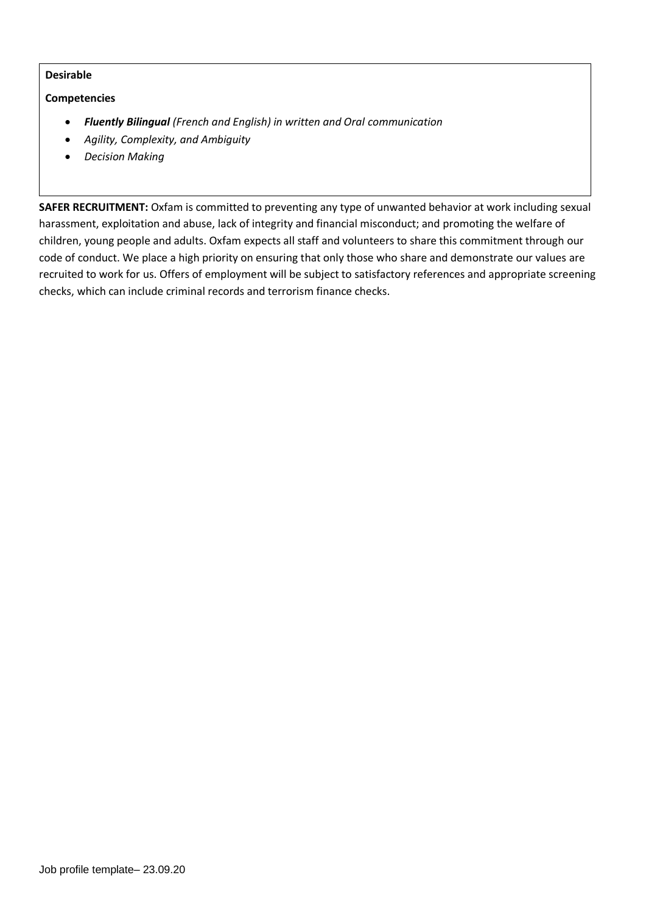**Desirable**

**Competencies**

- ***Fluently Bilingual*** *(French and English) in written and Oral communication*
- *Agility, Complexity, and Ambiguity*
- *Decision Making*

**SAFER RECRUITMENT:** Oxfam is committed to preventing any type of unwanted behavior at work including sexual harassment, exploitation and abuse, lack of integrity and financial misconduct; and promoting the welfare of children, young people and adults. Oxfam expects all staff and volunteers to share this commitment through our code of conduct. We place a high priority on ensuring that only those who share and demonstrate our values are recruited to work for us. Offers of employment will be subject to satisfactory references and appropriate screening checks, which can include criminal records and terrorism finance checks.